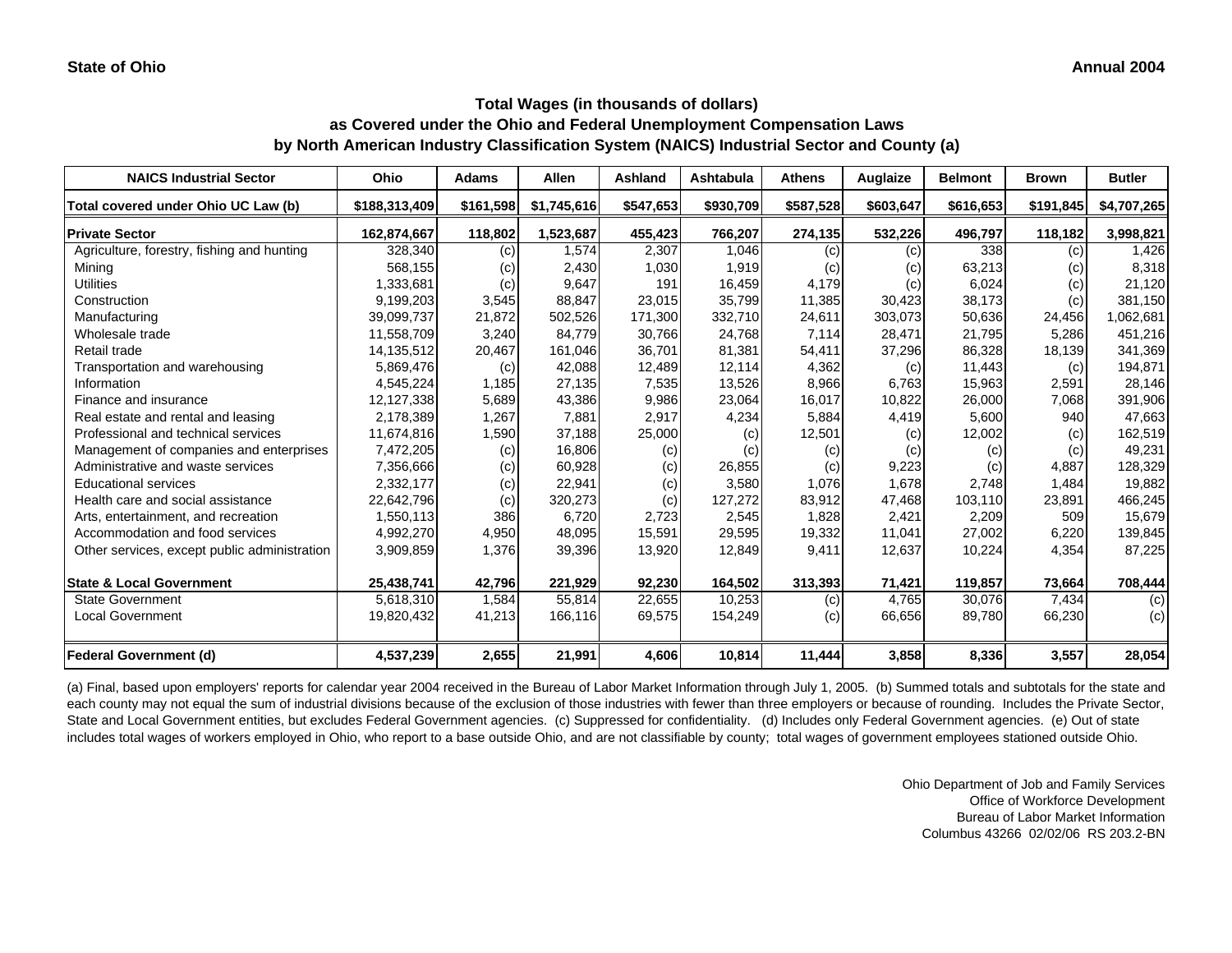**State of Ohio** **Annual 2004**

### Total Wages (in thousands of dollars)
### as Covered under the Ohio and Federal Unemployment Compensation Laws
### by North American Industry Classification System (NAICS) Industrial Sector and County (a)

| NAICS Industrial Sector | Ohio | Adams | Allen | Ashland | Ashtabula | Athens | Auglaize | Belmont | Brown | Butler |
|---|---|---|---|---|---|---|---|---|---|---|
| **Total covered under Ohio UC Law (b)** | **$188,313,409** | **$161,598** | **$1,745,616** | **$547,653** | **$930,709** | **$587,528** | **$603,647** | **$616,653** | **$191,845** | **$4,707,265** |
| **Private Sector** | **162,874,667** | **118,802** | **1,523,687** | **455,423** | **766,207** | **274,135** | **532,226** | **496,797** | **118,182** | **3,998,821** |
| Agriculture, forestry, fishing and hunting | 328,340 | (c) | 1,574 | 2,307 | 1,046 | (c) | (c) | 338 | (c) | 1,426 |
| Mining | 568,155 | (c) | 2,430 | 1,030 | 1,919 | (c) | (c) | 63,213 | (c) | 8,318 |
| Utilities | 1,333,681 | (c) | 9,647 | 191 | 16,459 | 4,179 | (c) | 6,024 | (c) | 21,120 |
| Construction | 9,199,203 | 3,545 | 88,847 | 23,015 | 35,799 | 11,385 | 30,423 | 38,173 | (c) | 381,150 |
| Manufacturing | 39,099,737 | 21,872 | 502,526 | 171,300 | 332,710 | 24,611 | 303,073 | 50,636 | 24,456 | 1,062,681 |
| Wholesale trade | 11,558,709 | 3,240 | 84,779 | 30,766 | 24,768 | 7,114 | 28,471 | 21,795 | 5,286 | 451,216 |
| Retail trade | 14,135,512 | 20,467 | 161,046 | 36,701 | 81,381 | 54,411 | 37,296 | 86,328 | 18,139 | 341,369 |
| Transportation and warehousing | 5,869,476 | (c) | 42,088 | 12,489 | 12,114 | 4,362 | (c) | 11,443 | (c) | 194,871 |
| Information | 4,545,224 | 1,185 | 27,135 | 7,535 | 13,526 | 8,966 | 6,763 | 15,963 | 2,591 | 28,146 |
| Finance and insurance | 12,127,338 | 5,689 | 43,386 | 9,986 | 23,064 | 16,017 | 10,822 | 26,000 | 7,068 | 391,906 |
| Real estate and rental and leasing | 2,178,389 | 1,267 | 7,881 | 2,917 | 4,234 | 5,884 | 4,419 | 5,600 | 940 | 47,663 |
| Professional and technical services | 11,674,816 | 1,590 | 37,188 | 25,000 | (c) | 12,501 | (c) | 12,002 | (c) | 162,519 |
| Management of companies and enterprises | 7,472,205 | (c) | 16,806 | (c) | (c) | (c) | (c) | (c) | (c) | 49,231 |
| Administrative and waste services | 7,356,666 | (c) | 60,928 | (c) | 26,855 | (c) | 9,223 | (c) | 4,887 | 128,329 |
| Educational services | 2,332,177 | (c) | 22,941 | (c) | 3,580 | 1,076 | 1,678 | 2,748 | 1,484 | 19,882 |
| Health care and social assistance | 22,642,796 | (c) | 320,273 | (c) | 127,272 | 83,912 | 47,468 | 103,110 | 23,891 | 466,245 |
| Arts, entertainment, and recreation | 1,550,113 | 386 | 6,720 | 2,723 | 2,545 | 1,828 | 2,421 | 2,209 | 509 | 15,679 |
| Accommodation and food services | 4,992,270 | 4,950 | 48,095 | 15,591 | 29,595 | 19,332 | 11,041 | 27,002 | 6,220 | 139,845 |
| Other services, except public administration | 3,909,859 | 1,376 | 39,396 | 13,920 | 12,849 | 9,411 | 12,637 | 10,224 | 4,354 | 87,225 |
| **State & Local Government** | **25,438,741** | **42,796** | **221,929** | **92,230** | **164,502** | **313,393** | **71,421** | **119,857** | **73,664** | **708,444** |
| State Government | 5,618,310 | 1,584 | 55,814 | 22,655 | 10,253 | (c) | 4,765 | 30,076 | 7,434 | (c) |
| Local Government | 19,820,432 | 41,213 | 166,116 | 69,575 | 154,249 | (c) | 66,656 | 89,780 | 66,230 | (c) |
| **Federal Government (d)** | **4,537,239** | **2,655** | **21,991** | **4,606** | **10,814** | **11,444** | **3,858** | **8,336** | **3,557** | **28,054** |

(a) Final, based upon employers' reports for calendar year 2004 received in the Bureau of Labor Market Information through July 1, 2005. (b) Summed totals and subtotals for the state and each county may not equal the sum of industrial divisions because of the exclusion of those industries with fewer than three employers or because of rounding. Includes the Private Sector, State and Local Government entities, but excludes Federal Government agencies. (c) Suppressed for confidentiality. (d) Includes only Federal Government agencies. (e) Out of state includes total wages of workers employed in Ohio, who report to a base outside Ohio, and are not classifiable by county; total wages of government employees stationed outside Ohio.

Ohio Department of Job and Family Services
Office of Workforce Development
Bureau of Labor Market Information
Columbus 43266 02/02/06 RS 203.2-BN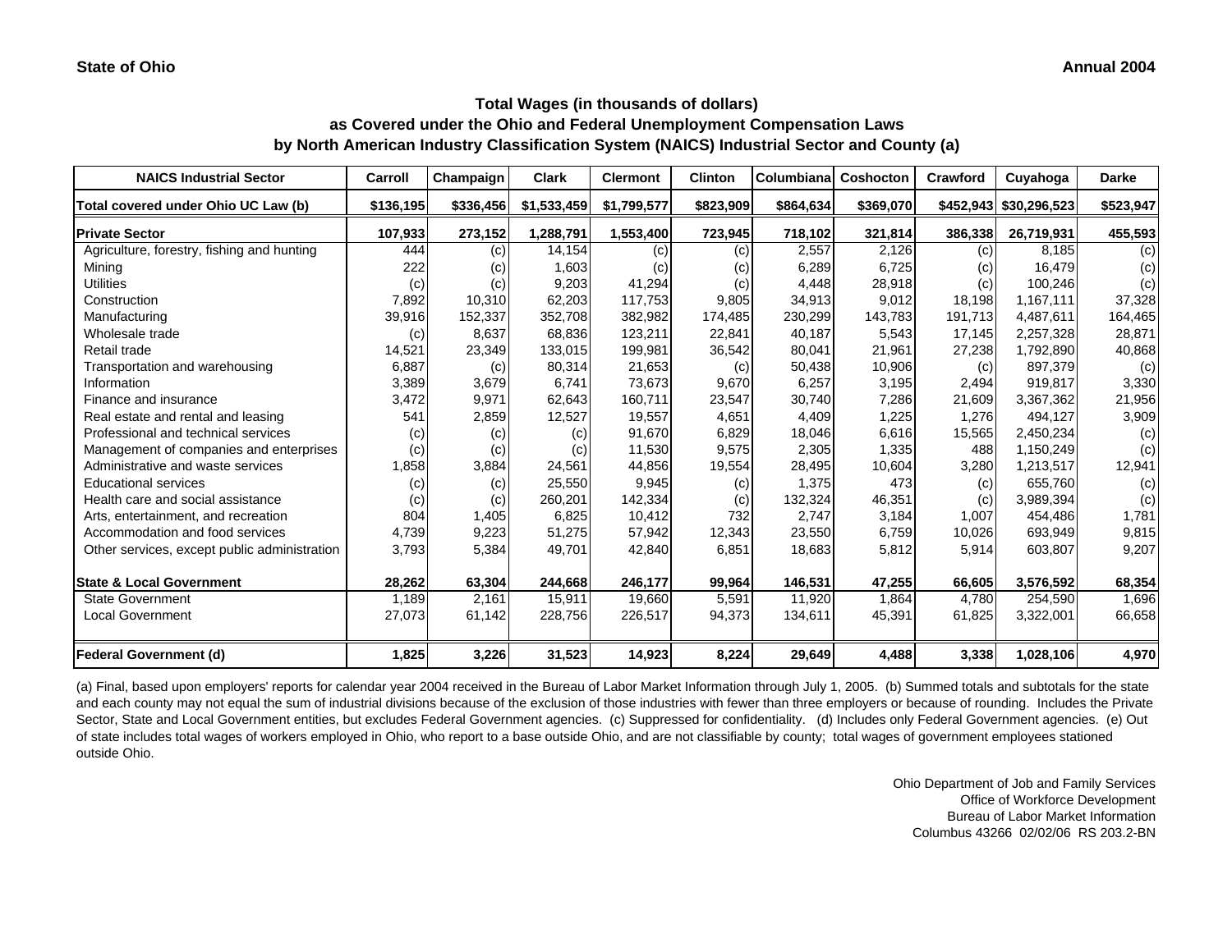**State of Ohio** **Annual 2004**

## Total Wages (in thousands of dollars)
## as Covered under the Ohio and Federal Unemployment Compensation Laws
## by North American Industry Classification System (NAICS) Industrial Sector and County (a)

| NAICS Industrial Sector | Carroll | Champaign | Clark | Clermont | Clinton | Columbiana | Coshocton | Crawford | Cuyahoga | Darke |
|---|---|---|---|---|---|---|---|---|---|---|
| **Total covered under Ohio UC Law (b)** | **$136,195** | **$336,456** | **$1,533,459** | **$1,799,577** | **$823,909** | **$864,634** | **$369,070** | **$452,943** | **$30,296,523** | **$523,947** |
| **Private Sector** | **107,933** | **273,152** | **1,288,791** | **1,553,400** | **723,945** | **718,102** | **321,814** | **386,338** | **26,719,931** | **455,593** |
| Agriculture, forestry, fishing and hunting | 444 | (c) | 14,154 | (c) | (c) | 2,557 | 2,126 | (c) | 8,185 | (c) |
| Mining | 222 | (c) | 1,603 | (c) | (c) | 6,289 | 6,725 | (c) | 16,479 | (c) |
| Utilities | (c) | (c) | 9,203 | 41,294 | (c) | 4,448 | 28,918 | (c) | 100,246 | (c) |
| Construction | 7,892 | 10,310 | 62,203 | 117,753 | 9,805 | 34,913 | 9,012 | 18,198 | 1,167,111 | 37,328 |
| Manufacturing | 39,916 | 152,337 | 352,708 | 382,982 | 174,485 | 230,299 | 143,783 | 191,713 | 4,487,611 | 164,465 |
| Wholesale trade | (c) | 8,637 | 68,836 | 123,211 | 22,841 | 40,187 | 5,543 | 17,145 | 2,257,328 | 28,871 |
| Retail trade | 14,521 | 23,349 | 133,015 | 199,981 | 36,542 | 80,041 | 21,961 | 27,238 | 1,792,890 | 40,868 |
| Transportation and warehousing | 6,887 | (c) | 80,314 | 21,653 | (c) | 50,438 | 10,906 | (c) | 897,379 | (c) |
| Information | 3,389 | 3,679 | 6,741 | 73,673 | 9,670 | 6,257 | 3,195 | 2,494 | 919,817 | 3,330 |
| Finance and insurance | 3,472 | 9,971 | 62,643 | 160,711 | 23,547 | 30,740 | 7,286 | 21,609 | 3,367,362 | 21,956 |
| Real estate and rental and leasing | 541 | 2,859 | 12,527 | 19,557 | 4,651 | 4,409 | 1,225 | 1,276 | 494,127 | 3,909 |
| Professional and technical services | (c) | (c) | (c) | 91,670 | 6,829 | 18,046 | 6,616 | 15,565 | 2,450,234 | (c) |
| Management of companies and enterprises | (c) | (c) | (c) | 11,530 | 9,575 | 2,305 | 1,335 | 488 | 1,150,249 | (c) |
| Administrative and waste services | 1,858 | 3,884 | 24,561 | 44,856 | 19,554 | 28,495 | 10,604 | 3,280 | 1,213,517 | 12,941 |
| Educational services | (c) | (c) | 25,550 | 9,945 | (c) | 1,375 | 473 | (c) | 655,760 | (c) |
| Health care and social assistance | (c) | (c) | 260,201 | 142,334 | (c) | 132,324 | 46,351 | (c) | 3,989,394 | (c) |
| Arts, entertainment, and recreation | 804 | 1,405 | 6,825 | 10,412 | 732 | 2,747 | 3,184 | 1,007 | 454,486 | 1,781 |
| Accommodation and food services | 4,739 | 9,223 | 51,275 | 57,942 | 12,343 | 23,550 | 6,759 | 10,026 | 693,949 | 9,815 |
| Other services, except public administration | 3,793 | 5,384 | 49,701 | 42,840 | 6,851 | 18,683 | 5,812 | 5,914 | 603,807 | 9,207 |
| **State & Local Government** | **28,262** | **63,304** | **244,668** | **246,177** | **99,964** | **146,531** | **47,255** | **66,605** | **3,576,592** | **68,354** |
| State Government | 1,189 | 2,161 | 15,911 | 19,660 | 5,591 | 11,920 | 1,864 | 4,780 | 254,590 | 1,696 |
| Local Government | 27,073 | 61,142 | 228,756 | 226,517 | 94,373 | 134,611 | 45,391 | 61,825 | 3,322,001 | 66,658 |
| **Federal Government (d)** | **1,825** | **3,226** | **31,523** | **14,923** | **8,224** | **29,649** | **4,488** | **3,338** | **1,028,106** | **4,970** |

(a) Final, based upon employers' reports for calendar year 2004 received in the Bureau of Labor Market Information through July 1, 2005. (b) Summed totals and subtotals for the state and each county may not equal the sum of industrial divisions because of the exclusion of those industries with fewer than three employers or because of rounding. Includes the Private Sector, State and Local Government entities, but excludes Federal Government agencies. (c) Suppressed for confidentiality. (d) Includes only Federal Government agencies. (e) Out of state includes total wages of workers employed in Ohio, who report to a base outside Ohio, and are not classifiable by county; total wages of government employees stationed outside Ohio.

Ohio Department of Job and Family Services
Office of Workforce Development
Bureau of Labor Market Information
Columbus 43266 02/02/06 RS 203.2-BN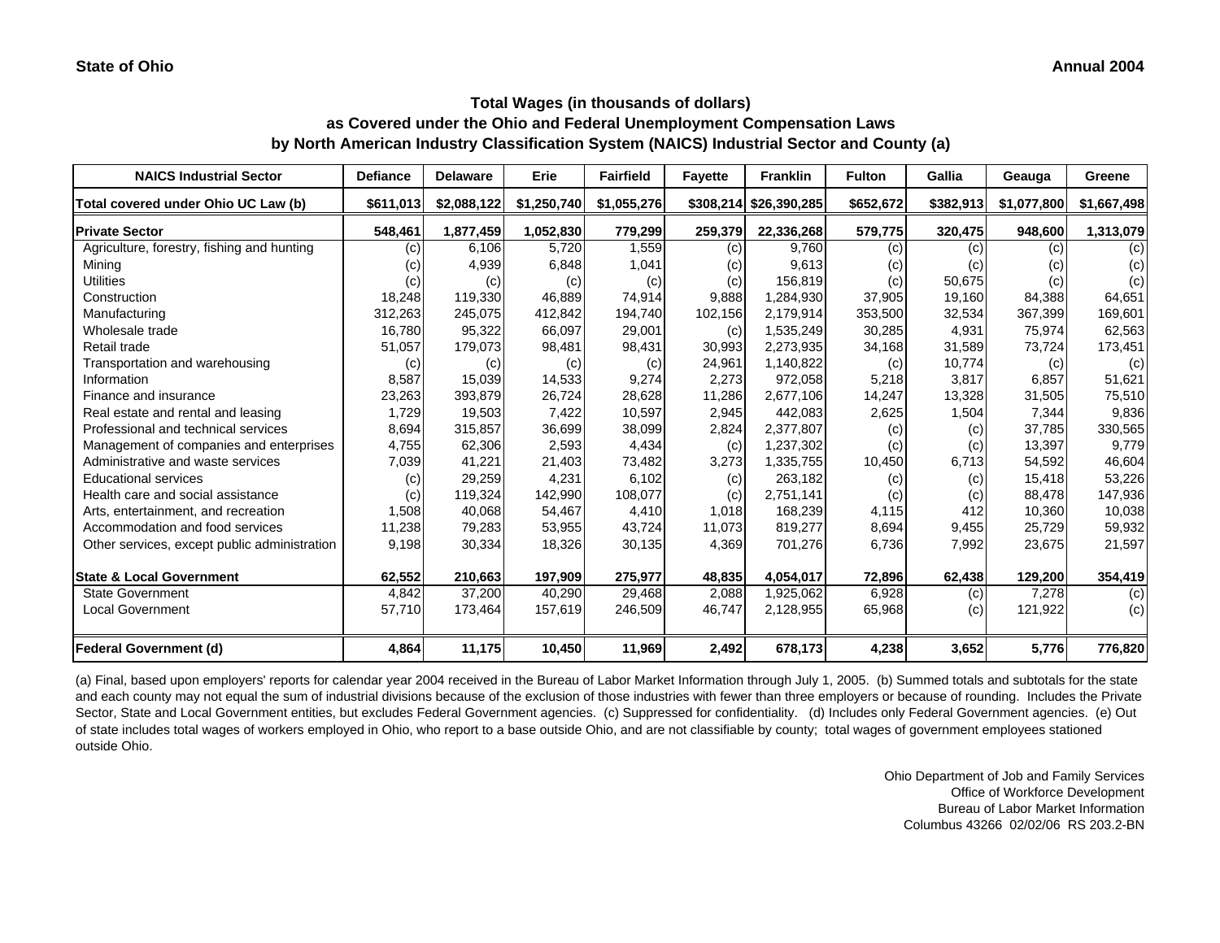**State of Ohio** **Annual 2004**

## Total Wages (in thousands of dollars) as Covered under the Ohio and Federal Unemployment Compensation Laws by North American Industry Classification System (NAICS) Industrial Sector and County (a)

| NAICS Industrial Sector | Defiance | Delaware | Erie | Fairfield | Fayette | Franklin | Fulton | Gallia | Geauga | Greene |
|---|---|---|---|---|---|---|---|---|---|---|
| **Total covered under Ohio UC Law (b)** | $611,013 | $2,088,122 | $1,250,740 | $1,055,276 | $308,214 | $26,390,285 | $652,672 | $382,913 | $1,077,800 | $1,667,498 |
| **Private Sector** | **548,461** | **1,877,459** | **1,052,830** | **779,299** | **259,379** | **22,336,268** | **579,775** | **320,475** | **948,600** | **1,313,079** |
| Agriculture, forestry, fishing and hunting | (c) | 6,106 | 5,720 | 1,559 | (c) | 9,760 | (c) | (c) | (c) | (c) |
| Mining | (c) | 4,939 | 6,848 | 1,041 | (c) | 9,613 | (c) | (c) | (c) | (c) |
| Utilities | (c) | (c) | (c) | (c) | (c) | 156,819 | (c) | 50,675 | (c) | (c) |
| Construction | 18,248 | 119,330 | 46,889 | 74,914 | 9,888 | 1,284,930 | 37,905 | 19,160 | 84,388 | 64,651 |
| Manufacturing | 312,263 | 245,075 | 412,842 | 194,740 | 102,156 | 2,179,914 | 353,500 | 32,534 | 367,399 | 169,601 |
| Wholesale trade | 16,780 | 95,322 | 66,097 | 29,001 | (c) | 1,535,249 | 30,285 | 4,931 | 75,974 | 62,563 |
| Retail trade | 51,057 | 179,073 | 98,481 | 98,431 | 30,993 | 2,273,935 | 34,168 | 31,589 | 73,724 | 173,451 |
| Transportation and warehousing | (c) | (c) | (c) | (c) | 24,961 | 1,140,822 | (c) | 10,774 | (c) | (c) |
| Information | 8,587 | 15,039 | 14,533 | 9,274 | 2,273 | 972,058 | 5,218 | 3,817 | 6,857 | 51,621 |
| Finance and insurance | 23,263 | 393,879 | 26,724 | 28,628 | 11,286 | 2,677,106 | 14,247 | 13,328 | 31,505 | 75,510 |
| Real estate and rental and leasing | 1,729 | 19,503 | 7,422 | 10,597 | 2,945 | 442,083 | 2,625 | 1,504 | 7,344 | 9,836 |
| Professional and technical services | 8,694 | 315,857 | 36,699 | 38,099 | 2,824 | 2,377,807 | (c) | (c) | 37,785 | 330,565 |
| Management of companies and enterprises | 4,755 | 62,306 | 2,593 | 4,434 | (c) | 1,237,302 | (c) | (c) | 13,397 | 9,779 |
| Administrative and waste services | 7,039 | 41,221 | 21,403 | 73,482 | 3,273 | 1,335,755 | 10,450 | 6,713 | 54,592 | 46,604 |
| Educational services | (c) | 29,259 | 4,231 | 6,102 | (c) | 263,182 | (c) | (c) | 15,418 | 53,226 |
| Health care and social assistance | (c) | 119,324 | 142,990 | 108,077 | (c) | 2,751,141 | (c) | (c) | 88,478 | 147,936 |
| Arts, entertainment, and recreation | 1,508 | 40,068 | 54,467 | 4,410 | 1,018 | 168,239 | 4,115 | 412 | 10,360 | 10,038 |
| Accommodation and food services | 11,238 | 79,283 | 53,955 | 43,724 | 11,073 | 819,277 | 8,694 | 9,455 | 25,729 | 59,932 |
| Other services, except public administration | 9,198 | 30,334 | 18,326 | 30,135 | 4,369 | 701,276 | 6,736 | 7,992 | 23,675 | 21,597 |
| **State & Local Government** | **62,552** | **210,663** | **197,909** | **275,977** | **48,835** | **4,054,017** | **72,896** | **62,438** | **129,200** | **354,419** |
| State Government | 4,842 | 37,200 | 40,290 | 29,468 | 2,088 | 1,925,062 | 6,928 | (c) | 7,278 | (c) |
| Local Government | 57,710 | 173,464 | 157,619 | 246,509 | 46,747 | 2,128,955 | 65,968 | (c) | 121,922 | (c) |
| **Federal Government (d)** | **4,864** | **11,175** | **10,450** | **11,969** | **2,492** | **678,173** | **4,238** | **3,652** | **5,776** | **776,820** |

(a) Final, based upon employers' reports for calendar year 2004 received in the Bureau of Labor Market Information through July 1, 2005. (b) Summed totals and subtotals for the state and each county may not equal the sum of industrial divisions because of the exclusion of those industries with fewer than three employers or because of rounding. Includes the Private Sector, State and Local Government entities, but excludes Federal Government agencies. (c) Suppressed for confidentiality. (d) Includes only Federal Government agencies. (e) Out of state includes total wages of workers employed in Ohio, who report to a base outside Ohio, and are not classifiable by county; total wages of government employees stationed outside Ohio.

Ohio Department of Job and Family Services
Office of Workforce Development
Bureau of Labor Market Information
Columbus 43266 02/02/06 RS 203.2-BN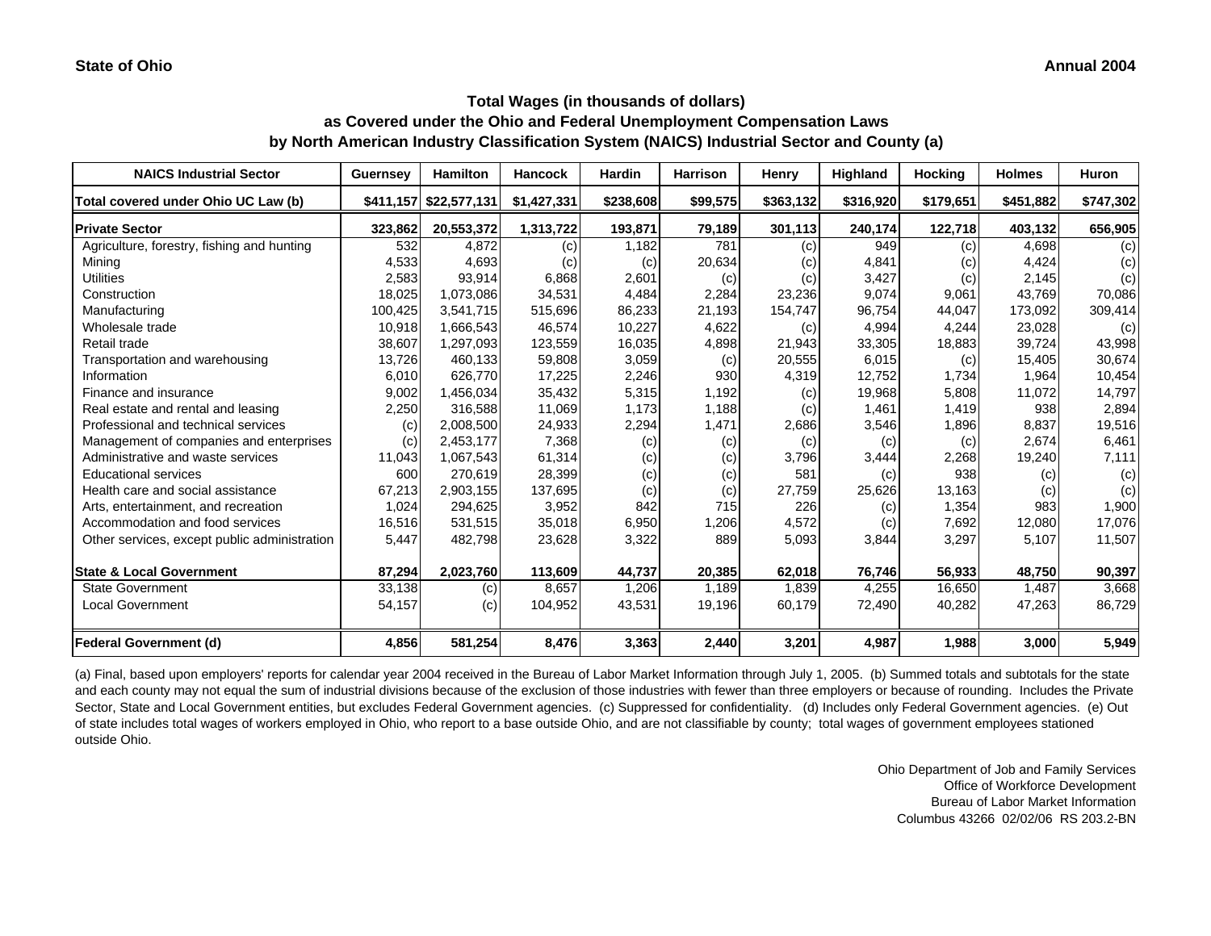**State of Ohio** **Annual 2004**

## Total Wages (in thousands of dollars)
## as Covered under the Ohio and Federal Unemployment Compensation Laws
## by North American Industry Classification System (NAICS) Industrial Sector and County (a)

| NAICS Industrial Sector | Guernsey | Hamilton | Hancock | Hardin | Harrison | Henry | Highland | Hocking | Holmes | Huron |
|---|---|---|---|---|---|---|---|---|---|---|
| Total covered under Ohio UC Law (b) | $411,157 | $22,577,131 | $1,427,331 | $238,608 | $99,575 | $363,132 | $316,920 | $179,651 | $451,882 | $747,302 |
| **Private Sector** | **323,862** | **20,553,372** | **1,313,722** | **193,871** | **79,189** | **301,113** | **240,174** | **122,718** | **403,132** | **656,905** |
| Agriculture, forestry, fishing and hunting | 532 | 4,872 | (c) | 1,182 | 781 | (c) | 949 | (c) | 4,698 | (c) |
| Mining | 4,533 | 4,693 | (c) | (c) | 20,634 | (c) | 4,841 | (c) | 4,424 | (c) |
| Utilities | 2,583 | 93,914 | 6,868 | 2,601 | (c) | (c) | 3,427 | (c) | 2,145 | (c) |
| Construction | 18,025 | 1,073,086 | 34,531 | 4,484 | 2,284 | 23,236 | 9,074 | 9,061 | 43,769 | 70,086 |
| Manufacturing | 100,425 | 3,541,715 | 515,696 | 86,233 | 21,193 | 154,747 | 96,754 | 44,047 | 173,092 | 309,414 |
| Wholesale trade | 10,918 | 1,666,543 | 46,574 | 10,227 | 4,622 | (c) | 4,994 | 4,244 | 23,028 | (c) |
| Retail trade | 38,607 | 1,297,093 | 123,559 | 16,035 | 4,898 | 21,943 | 33,305 | 18,883 | 39,724 | 43,998 |
| Transportation and warehousing | 13,726 | 460,133 | 59,808 | 3,059 | (c) | 20,555 | 6,015 | (c) | 15,405 | 30,674 |
| Information | 6,010 | 626,770 | 17,225 | 2,246 | 930 | 4,319 | 12,752 | 1,734 | 1,964 | 10,454 |
| Finance and insurance | 9,002 | 1,456,034 | 35,432 | 5,315 | 1,192 | (c) | 19,968 | 5,808 | 11,072 | 14,797 |
| Real estate and rental and leasing | 2,250 | 316,588 | 11,069 | 1,173 | 1,188 | (c) | 1,461 | 1,419 | 938 | 2,894 |
| Professional and technical services | (c) | 2,008,500 | 24,933 | 2,294 | 1,471 | 2,686 | 3,546 | 1,896 | 8,837 | 19,516 |
| Management of companies and enterprises | (c) | 2,453,177 | 7,368 | (c) | (c) | (c) | (c) | (c) | 2,674 | 6,461 |
| Administrative and waste services | 11,043 | 1,067,543 | 61,314 | (c) | (c) | 3,796 | 3,444 | 2,268 | 19,240 | 7,111 |
| Educational services | 600 | 270,619 | 28,399 | (c) | (c) | 581 | (c) | 938 | (c) | (c) |
| Health care and social assistance | 67,213 | 2,903,155 | 137,695 | (c) | (c) | 27,759 | 25,626 | 13,163 | (c) | (c) |
| Arts, entertainment, and recreation | 1,024 | 294,625 | 3,952 | 842 | 715 | 226 | (c) | 1,354 | 983 | 1,900 |
| Accommodation and food services | 16,516 | 531,515 | 35,018 | 6,950 | 1,206 | 4,572 | (c) | 7,692 | 12,080 | 17,076 |
| Other services, except public administration | 5,447 | 482,798 | 23,628 | 3,322 | 889 | 5,093 | 3,844 | 3,297 | 5,107 | 11,507 |
| **State & Local Government** | **87,294** | **2,023,760** | **113,609** | **44,737** | **20,385** | **62,018** | **76,746** | **56,933** | **48,750** | **90,397** |
| State Government | 33,138 | (c) | 8,657 | 1,206 | 1,189 | 1,839 | 4,255 | 16,650 | 1,487 | 3,668 |
| Local Government | 54,157 | (c) | 104,952 | 43,531 | 19,196 | 60,179 | 72,490 | 40,282 | 47,263 | 86,729 |
| **Federal Government (d)** | **4,856** | **581,254** | **8,476** | **3,363** | **2,440** | **3,201** | **4,987** | **1,988** | **3,000** | **5,949** |

(a) Final, based upon employers' reports for calendar year 2004 received in the Bureau of Labor Market Information through July 1, 2005. (b) Summed totals and subtotals for the state and each county may not equal the sum of industrial divisions because of the exclusion of those industries with fewer than three employers or because of rounding. Includes the Private Sector, State and Local Government entities, but excludes Federal Government agencies. (c) Suppressed for confidentiality. (d) Includes only Federal Government agencies. (e) Out of state includes total wages of workers employed in Ohio, who report to a base outside Ohio, and are not classifiable by county; total wages of government employees stationed outside Ohio.

Ohio Department of Job and Family Services
Office of Workforce Development
Bureau of Labor Market Information
Columbus 43266 02/02/06 RS 203.2-BN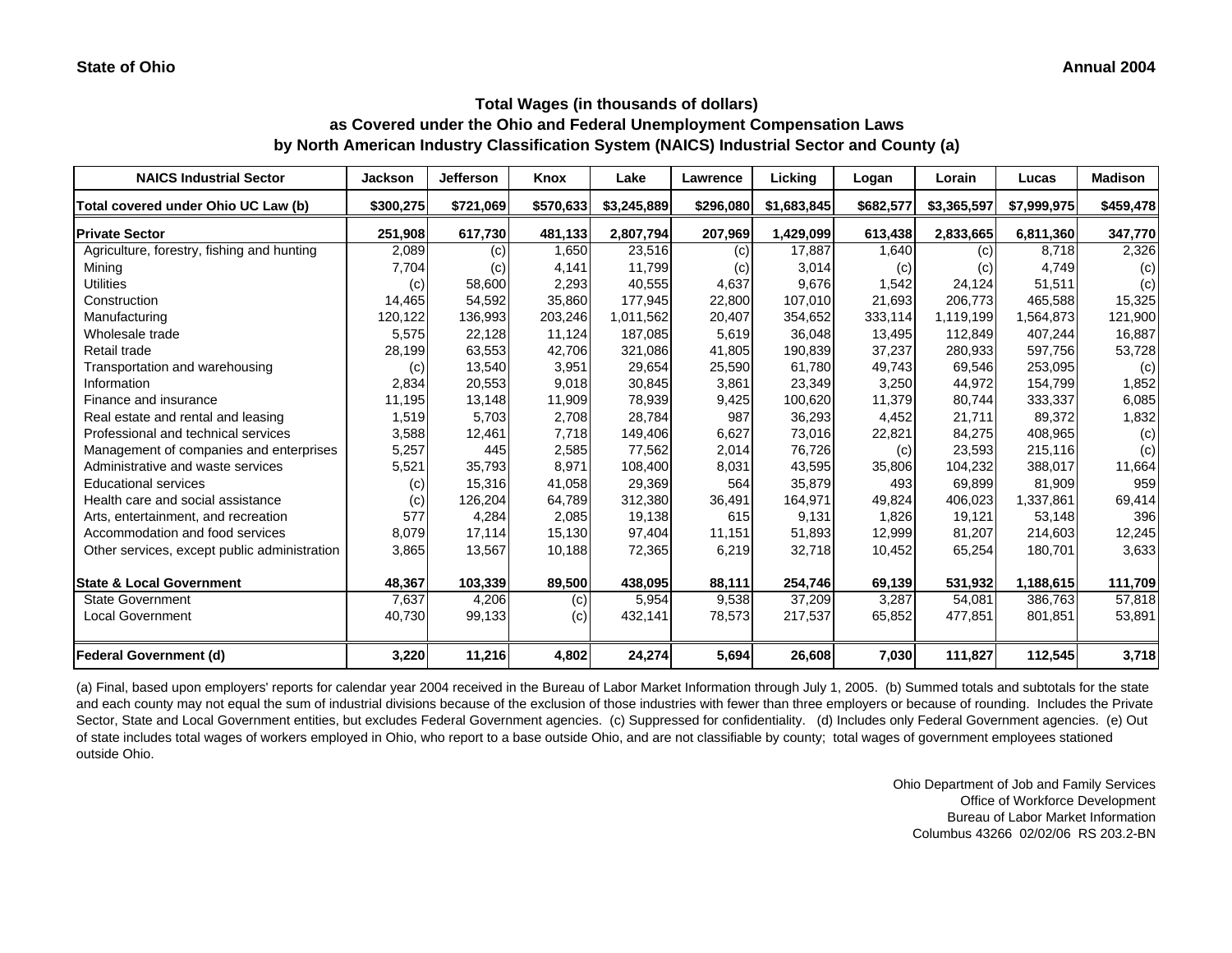**State of Ohio** **Annual 2004**

## Total Wages (in thousands of dollars)
## as Covered under the Ohio and Federal Unemployment Compensation Laws
## by North American Industry Classification System (NAICS) Industrial Sector and County (a)

| NAICS Industrial Sector | Jackson | Jefferson | Knox | Lake | Lawrence | Licking | Logan | Lorain | Lucas | Madison |
|---|---|---|---|---|---|---|---|---|---|---|
| **Total covered under Ohio UC Law (b)** | **\$300,275** | **\$721,069** | **\$570,633** | **\$3,245,889** | **\$296,080** | **\$1,683,845** | **\$682,577** | **\$3,365,597** | **\$7,999,975** | **\$459,478** |
| **Private Sector** | **251,908** | **617,730** | **481,133** | **2,807,794** | **207,969** | **1,429,099** | **613,438** | **2,833,665** | **6,811,360** | **347,770** |
| Agriculture, forestry, fishing and hunting | 2,089 | (c) | 1,650 | 23,516 | (c) | 17,887 | 1,640 | (c) | 8,718 | 2,326 |
| Mining | 7,704 | (c) | 4,141 | 11,799 | (c) | 3,014 | (c) | (c) | 4,749 | (c) |
| Utilities | (c) | 58,600 | 2,293 | 40,555 | 4,637 | 9,676 | 1,542 | 24,124 | 51,511 | (c) |
| Construction | 14,465 | 54,592 | 35,860 | 177,945 | 22,800 | 107,010 | 21,693 | 206,773 | 465,588 | 15,325 |
| Manufacturing | 120,122 | 136,993 | 203,246 | 1,011,562 | 20,407 | 354,652 | 333,114 | 1,119,199 | 1,564,873 | 121,900 |
| Wholesale trade | 5,575 | 22,128 | 11,124 | 187,085 | 5,619 | 36,048 | 13,495 | 112,849 | 407,244 | 16,887 |
| Retail trade | 28,199 | 63,553 | 42,706 | 321,086 | 41,805 | 190,839 | 37,237 | 280,933 | 597,756 | 53,728 |
| Transportation and warehousing | (c) | 13,540 | 3,951 | 29,654 | 25,590 | 61,780 | 49,743 | 69,546 | 253,095 | (c) |
| Information | 2,834 | 20,553 | 9,018 | 30,845 | 3,861 | 23,349 | 3,250 | 44,972 | 154,799 | 1,852 |
| Finance and insurance | 11,195 | 13,148 | 11,909 | 78,939 | 9,425 | 100,620 | 11,379 | 80,744 | 333,337 | 6,085 |
| Real estate and rental and leasing | 1,519 | 5,703 | 2,708 | 28,784 | 987 | 36,293 | 4,452 | 21,711 | 89,372 | 1,832 |
| Professional and technical services | 3,588 | 12,461 | 7,718 | 149,406 | 6,627 | 73,016 | 22,821 | 84,275 | 408,965 | (c) |
| Management of companies and enterprises | 5,257 | 445 | 2,585 | 77,562 | 2,014 | 76,726 | (c) | 23,593 | 215,116 | (c) |
| Administrative and waste services | 5,521 | 35,793 | 8,971 | 108,400 | 8,031 | 43,595 | 35,806 | 104,232 | 388,017 | 11,664 |
| Educational services | (c) | 15,316 | 41,058 | 29,369 | 564 | 35,879 | 493 | 69,899 | 81,909 | 959 |
| Health care and social assistance | (c) | 126,204 | 64,789 | 312,380 | 36,491 | 164,971 | 49,824 | 406,023 | 1,337,861 | 69,414 |
| Arts, entertainment, and recreation | 577 | 4,284 | 2,085 | 19,138 | 615 | 9,131 | 1,826 | 19,121 | 53,148 | 396 |
| Accommodation and food services | 8,079 | 17,114 | 15,130 | 97,404 | 11,151 | 51,893 | 12,999 | 81,207 | 214,603 | 12,245 |
| Other services, except public administration | 3,865 | 13,567 | 10,188 | 72,365 | 6,219 | 32,718 | 10,452 | 65,254 | 180,701 | 3,633 |
| **State & Local Government** | **48,367** | **103,339** | **89,500** | **438,095** | **88,111** | **254,746** | **69,139** | **531,932** | **1,188,615** | **111,709** |
| State Government | 7,637 | 4,206 | (c) | 5,954 | 9,538 | 37,209 | 3,287 | 54,081 | 386,763 | 57,818 |
| Local Government | 40,730 | 99,133 | (c) | 432,141 | 78,573 | 217,537 | 65,852 | 477,851 | 801,851 | 53,891 |
| **Federal Government (d)** | **3,220** | **11,216** | **4,802** | **24,274** | **5,694** | **26,608** | **7,030** | **111,827** | **112,545** | **3,718** |

(a) Final, based upon employers' reports for calendar year 2004 received in the Bureau of Labor Market Information through July 1, 2005. (b) Summed totals and subtotals for the state and each county may not equal the sum of industrial divisions because of the exclusion of those industries with fewer than three employers or because of rounding. Includes the Private Sector, State and Local Government entities, but excludes Federal Government agencies. (c) Suppressed for confidentiality. (d) Includes only Federal Government agencies. (e) Out of state includes total wages of workers employed in Ohio, who report to a base outside Ohio, and are not classifiable by county; total wages of government employees stationed outside Ohio.

Ohio Department of Job and Family Services
Office of Workforce Development
Bureau of Labor Market Information
Columbus 43266 02/02/06 RS 203.2-BN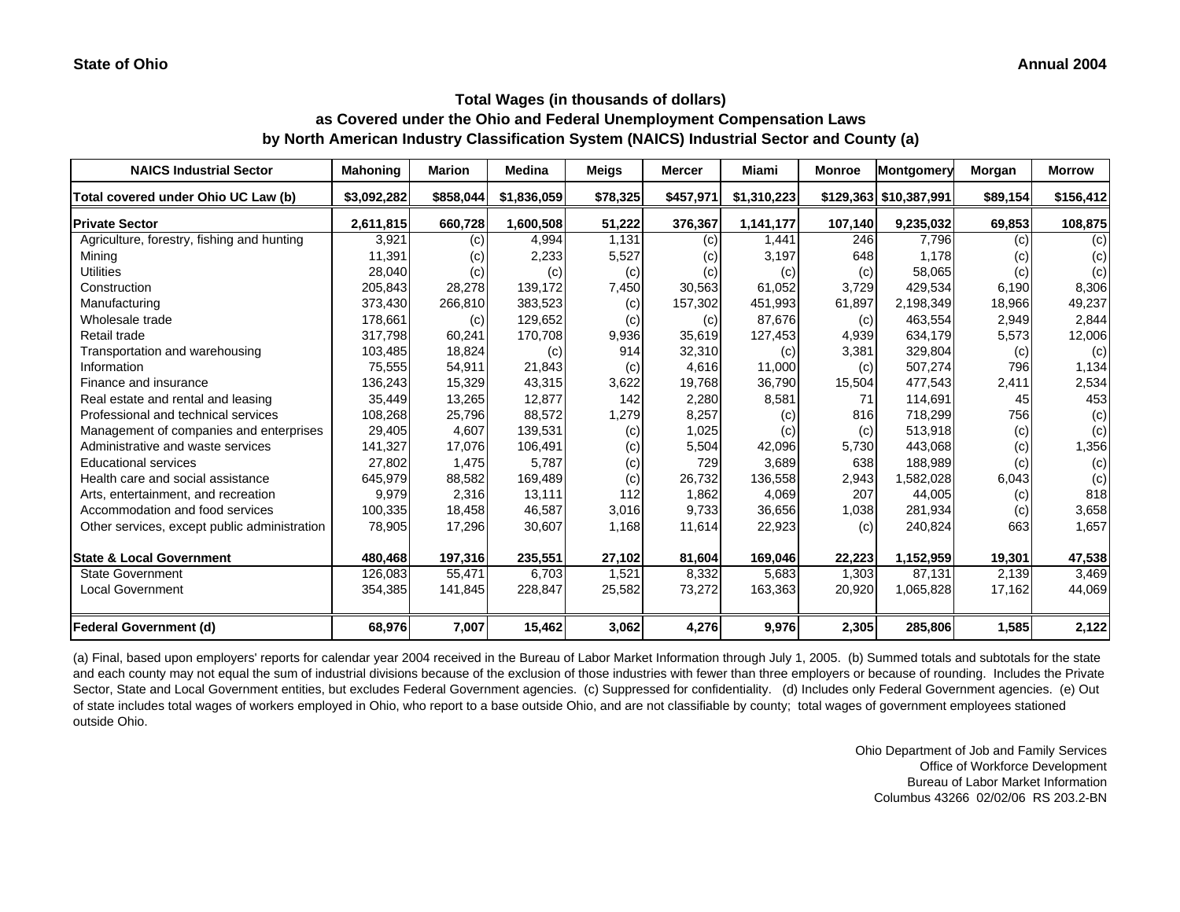State of Ohio

Annual 2004

## Total Wages (in thousands of dollars) as Covered under the Ohio and Federal Unemployment Compensation Laws by North American Industry Classification System (NAICS) Industrial Sector and County (a)

| NAICS Industrial Sector | Mahoning | Marion | Medina | Meigs | Mercer | Miami | Monroe | Montgomery | Morgan | Morrow |
|---|---|---|---|---|---|---|---|---|---|---|
| Total covered under Ohio UC Law (b) | $3,092,282 | $858,044 | $1,836,059 | $78,325 | $457,971 | $1,310,223 | $129,363 | $10,387,991 | $89,154 | $156,412 |
| **Private Sector** | 2,611,815 | 660,728 | 1,600,508 | 51,222 | 376,367 | 1,141,177 | 107,140 | 9,235,032 | 69,853 | 108,875 |
| Agriculture, forestry, fishing and hunting | 3,921 | (c) | 4,994 | 1,131 | (c) | 1,441 | 246 | 7,796 | (c) | (c) |
| Mining | 11,391 | (c) | 2,233 | 5,527 | (c) | 3,197 | 648 | 1,178 | (c) | (c) |
| Utilities | 28,040 | (c) | (c) | (c) | (c) | (c) | (c) | 58,065 | (c) | (c) |
| Construction | 205,843 | 28,278 | 139,172 | 7,450 | 30,563 | 61,052 | 3,729 | 429,534 | 6,190 | 8,306 |
| Manufacturing | 373,430 | 266,810 | 383,523 | (c) | 157,302 | 451,993 | 61,897 | 2,198,349 | 18,966 | 49,237 |
| Wholesale trade | 178,661 | (c) | 129,652 | (c) | (c) | 87,676 | (c) | 463,554 | 2,949 | 2,844 |
| Retail trade | 317,798 | 60,241 | 170,708 | 9,936 | 35,619 | 127,453 | 4,939 | 634,179 | 5,573 | 12,006 |
| Transportation and warehousing | 103,485 | 18,824 | (c) | 914 | 32,310 | (c) | 3,381 | 329,804 | (c) | (c) |
| Information | 75,555 | 54,911 | 21,843 | (c) | 4,616 | 11,000 | (c) | 507,274 | 796 | 1,134 |
| Finance and insurance | 136,243 | 15,329 | 43,315 | 3,622 | 19,768 | 36,790 | 15,504 | 477,543 | 2,411 | 2,534 |
| Real estate and rental and leasing | 35,449 | 13,265 | 12,877 | 142 | 2,280 | 8,581 | 71 | 114,691 | 45 | 453 |
| Professional and technical services | 108,268 | 25,796 | 88,572 | 1,279 | 8,257 | (c) | 816 | 718,299 | 756 | (c) |
| Management of companies and enterprises | 29,405 | 4,607 | 139,531 | (c) | 1,025 | (c) | (c) | 513,918 | (c) | (c) |
| Administrative and waste services | 141,327 | 17,076 | 106,491 | (c) | 5,504 | 42,096 | 5,730 | 443,068 | (c) | 1,356 |
| Educational services | 27,802 | 1,475 | 5,787 | (c) | 729 | 3,689 | 638 | 188,989 | (c) | (c) |
| Health care and social assistance | 645,979 | 88,582 | 169,489 | (c) | 26,732 | 136,558 | 2,943 | 1,582,028 | 6,043 | (c) |
| Arts, entertainment, and recreation | 9,979 | 2,316 | 13,111 | 112 | 1,862 | 4,069 | 207 | 44,005 | (c) | 818 |
| Accommodation and food services | 100,335 | 18,458 | 46,587 | 3,016 | 9,733 | 36,656 | 1,038 | 281,934 | (c) | 3,658 |
| Other services, except public administration | 78,905 | 17,296 | 30,607 | 1,168 | 11,614 | 22,923 | (c) | 240,824 | 663 | 1,657 |
| **State & Local Government** | 480,468 | 197,316 | 235,551 | 27,102 | 81,604 | 169,046 | 22,223 | 1,152,959 | 19,301 | 47,538 |
| State Government | 126,083 | 55,471 | 6,703 | 1,521 | 8,332 | 5,683 | 1,303 | 87,131 | 2,139 | 3,469 |
| Local Government | 354,385 | 141,845 | 228,847 | 25,582 | 73,272 | 163,363 | 20,920 | 1,065,828 | 17,162 | 44,069 |
| **Federal Government (d)** | 68,976 | 7,007 | 15,462 | 3,062 | 4,276 | 9,976 | 2,305 | 285,806 | 1,585 | 2,122 |

(a) Final, based upon employers' reports for calendar year 2004 received in the Bureau of Labor Market Information through July 1, 2005. (b) Summed totals and subtotals for the state and each county may not equal the sum of industrial divisions because of the exclusion of those industries with fewer than three employers or because of rounding. Includes the Private Sector, State and Local Government entities, but excludes Federal Government agencies. (c) Suppressed for confidentiality. (d) Includes only Federal Government agencies. (e) Out of state includes total wages of workers employed in Ohio, who report to a base outside Ohio, and are not classifiable by county; total wages of government employees stationed outside Ohio.

Ohio Department of Job and Family Services
Office of Workforce Development
Bureau of Labor Market Information
Columbus 43266 02/02/06 RS 203.2-BN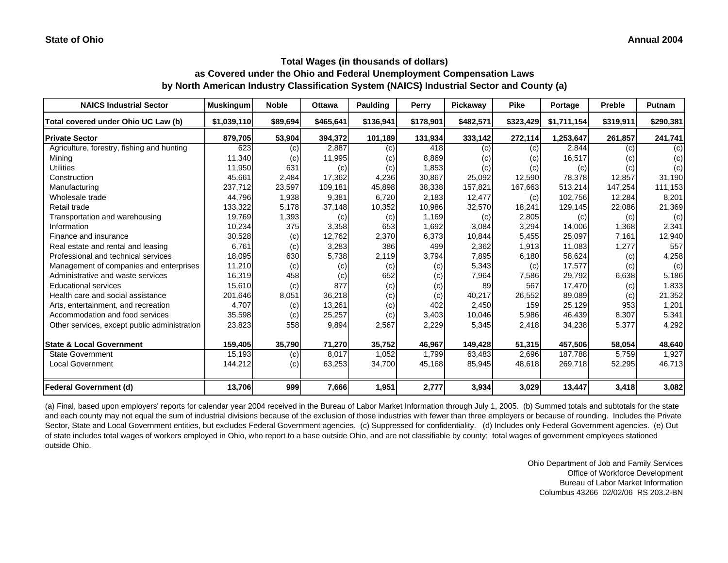**State of Ohio** **Annual 2004**

## Total Wages (in thousands of dollars)
## as Covered under the Ohio and Federal Unemployment Compensation Laws
## by North American Industry Classification System (NAICS) Industrial Sector and County (a)

| NAICS Industrial Sector | Muskingum | Noble | Ottawa | Paulding | Perry | Pickaway | Pike | Portage | Preble | Putnam |
|---|---|---|---|---|---|---|---|---|---|---|
| **Total covered under Ohio UC Law (b)** | **$1,039,110** | **$89,694** | **$465,641** | **$136,941** | **$178,901** | **$482,571** | **$323,429** | **$1,711,154** | **$319,911** | **$290,381** |
| **Private Sector** | **879,705** | **53,904** | **394,372** | **101,189** | **131,934** | **333,142** | **272,114** | **1,253,647** | **261,857** | **241,741** |
| Agriculture, forestry, fishing and hunting | 623 | (c) | 2,887 | (c) | 418 | (c) | (c) | 2,844 | (c) | (c) |
| Mining | 11,340 | (c) | 11,995 | (c) | 8,869 | (c) | (c) | 16,517 | (c) | (c) |
| Utilities | 11,950 | 631 | (c) | (c) | 1,853 | (c) | (c) | (c) | (c) | (c) |
| Construction | 45,661 | 2,484 | 17,362 | 4,236 | 30,867 | 25,092 | 12,590 | 78,378 | 12,857 | 31,190 |
| Manufacturing | 237,712 | 23,597 | 109,181 | 45,898 | 38,338 | 157,821 | 167,663 | 513,214 | 147,254 | 111,153 |
| Wholesale trade | 44,796 | 1,938 | 9,381 | 6,720 | 2,183 | 12,477 | (c) | 102,756 | 12,284 | 8,201 |
| Retail trade | 133,322 | 5,178 | 37,148 | 10,352 | 10,986 | 32,570 | 18,241 | 129,145 | 22,086 | 21,369 |
| Transportation and warehousing | 19,769 | 1,393 | (c) | (c) | 1,169 | (c) | 2,805 | (c) | (c) | (c) |
| Information | 10,234 | 375 | 3,358 | 653 | 1,692 | 3,084 | 3,294 | 14,006 | 1,368 | 2,341 |
| Finance and insurance | 30,528 | (c) | 12,762 | 2,370 | 6,373 | 10,844 | 5,455 | 25,097 | 7,161 | 12,940 |
| Real estate and rental and leasing | 6,761 | (c) | 3,283 | 386 | 499 | 2,362 | 1,913 | 11,083 | 1,277 | 557 |
| Professional and technical services | 18,095 | 630 | 5,738 | 2,119 | 3,794 | 7,895 | 6,180 | 58,624 | (c) | 4,258 |
| Management of companies and enterprises | 11,210 | (c) | (c) | (c) | (c) | 5,343 | (c) | 17,577 | (c) | (c) |
| Administrative and waste services | 16,319 | 458 | (c) | 652 | (c) | 7,964 | 7,586 | 29,792 | 6,638 | 5,186 |
| Educational services | 15,610 | (c) | 877 | (c) | (c) | 89 | 567 | 17,470 | (c) | 1,833 |
| Health care and social assistance | 201,646 | 8,051 | 36,218 | (c) | (c) | 40,217 | 26,552 | 89,089 | (c) | 21,352 |
| Arts, entertainment, and recreation | 4,707 | (c) | 13,261 | (c) | 402 | 2,450 | 159 | 25,129 | 953 | 1,201 |
| Accommodation and food services | 35,598 | (c) | 25,257 | (c) | 3,403 | 10,046 | 5,986 | 46,439 | 8,307 | 5,341 |
| Other services, except public administration | 23,823 | 558 | 9,894 | 2,567 | 2,229 | 5,345 | 2,418 | 34,238 | 5,377 | 4,292 |
| **State & Local Government** | **159,405** | **35,790** | **71,270** | **35,752** | **46,967** | **149,428** | **51,315** | **457,506** | **58,054** | **48,640** |
| State Government | 15,193 | (c) | 8,017 | 1,052 | 1,799 | 63,483 | 2,696 | 187,788 | 5,759 | 1,927 |
| Local Government | 144,212 | (c) | 63,253 | 34,700 | 45,168 | 85,945 | 48,618 | 269,718 | 52,295 | 46,713 |
| **Federal Government (d)** | **13,706** | **999** | **7,666** | **1,951** | **2,777** | **3,934** | **3,029** | **13,447** | **3,418** | **3,082** |

(a) Final, based upon employers' reports for calendar year 2004 received in the Bureau of Labor Market Information through July 1, 2005. (b) Summed totals and subtotals for the state and each county may not equal the sum of industrial divisions because of the exclusion of those industries with fewer than three employers or because of rounding. Includes the Private Sector, State and Local Government entities, but excludes Federal Government agencies. (c) Suppressed for confidentiality. (d) Includes only Federal Government agencies. (e) Out of state includes total wages of workers employed in Ohio, who report to a base outside Ohio, and are not classifiable by county; total wages of government employees stationed outside Ohio.

Ohio Department of Job and Family Services
Office of Workforce Development
Bureau of Labor Market Information
Columbus 43266 02/02/06 RS 203.2-BN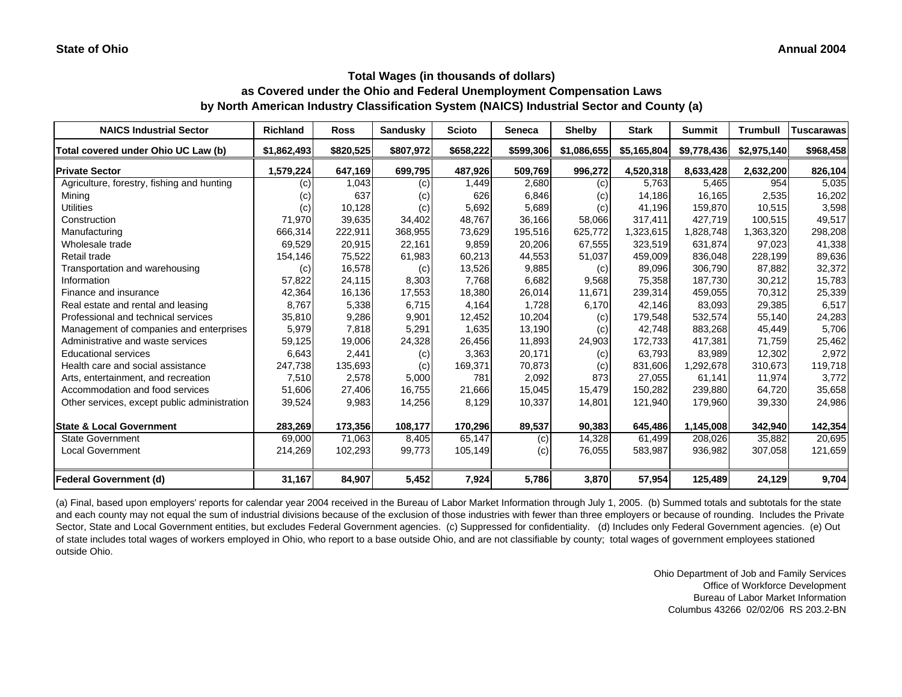**State of Ohio** **Annual 2004**

## Total Wages (in thousands of dollars)
## as Covered under the Ohio and Federal Unemployment Compensation Laws
## by North American Industry Classification System (NAICS) Industrial Sector and County (a)

| NAICS Industrial Sector | Richland | Ross | Sandusky | Scioto | Seneca | Shelby | Stark | Summit | Trumbull | Tuscarawas |
|---|---|---|---|---|---|---|---|---|---|---|
| Total covered under Ohio UC Law (b) | $1,862,493 | $820,525 | $807,972 | $658,222 | $599,306 | $1,086,655 | $5,165,804 | $9,778,436 | $2,975,140 | $968,458 |
| **Private Sector** | **1,579,224** | **647,169** | **699,795** | **487,926** | **509,769** | **996,272** | **4,520,318** | **8,633,428** | **2,632,200** | **826,104** |
| Agriculture, forestry, fishing and hunting | (c) | 1,043 | (c) | 1,449 | 2,680 | (c) | 5,763 | 5,465 | 954 | 5,035 |
| Mining | (c) | 637 | (c) | 626 | 6,846 | (c) | 14,186 | 16,165 | 2,535 | 16,202 |
| Utilities | (c) | 10,128 | (c) | 5,692 | 5,689 | (c) | 41,196 | 159,870 | 10,515 | 3,598 |
| Construction | 71,970 | 39,635 | 34,402 | 48,767 | 36,166 | 58,066 | 317,411 | 427,719 | 100,515 | 49,517 |
| Manufacturing | 666,314 | 222,911 | 368,955 | 73,629 | 195,516 | 625,772 | 1,323,615 | 1,828,748 | 1,363,320 | 298,208 |
| Wholesale trade | 69,529 | 20,915 | 22,161 | 9,859 | 20,206 | 67,555 | 323,519 | 631,874 | 97,023 | 41,338 |
| Retail trade | 154,146 | 75,522 | 61,983 | 60,213 | 44,553 | 51,037 | 459,009 | 836,048 | 228,199 | 89,636 |
| Transportation and warehousing | (c) | 16,578 | (c) | 13,526 | 9,885 | (c) | 89,096 | 306,790 | 87,882 | 32,372 |
| Information | 57,822 | 24,115 | 8,303 | 7,768 | 6,682 | 9,568 | 75,358 | 187,730 | 30,212 | 15,783 |
| Finance and insurance | 42,364 | 16,136 | 17,553 | 18,380 | 26,014 | 11,671 | 239,314 | 459,055 | 70,312 | 25,339 |
| Real estate and rental and leasing | 8,767 | 5,338 | 6,715 | 4,164 | 1,728 | 6,170 | 42,146 | 83,093 | 29,385 | 6,517 |
| Professional and technical services | 35,810 | 9,286 | 9,901 | 12,452 | 10,204 | (c) | 179,548 | 532,574 | 55,140 | 24,283 |
| Management of companies and enterprises | 5,979 | 7,818 | 5,291 | 1,635 | 13,190 | (c) | 42,748 | 883,268 | 45,449 | 5,706 |
| Administrative and waste services | 59,125 | 19,006 | 24,328 | 26,456 | 11,893 | 24,903 | 172,733 | 417,381 | 71,759 | 25,462 |
| Educational services | 6,643 | 2,441 | (c) | 3,363 | 20,171 | (c) | 63,793 | 83,989 | 12,302 | 2,972 |
| Health care and social assistance | 247,738 | 135,693 | (c) | 169,371 | 70,873 | (c) | 831,606 | 1,292,678 | 310,673 | 119,718 |
| Arts, entertainment, and recreation | 7,510 | 2,578 | 5,000 | 781 | 2,092 | 873 | 27,055 | 61,141 | 11,974 | 3,772 |
| Accommodation and food services | 51,606 | 27,406 | 16,755 | 21,666 | 15,045 | 15,479 | 150,282 | 239,880 | 64,720 | 35,658 |
| Other services, except public administration | 39,524 | 9,983 | 14,256 | 8,129 | 10,337 | 14,801 | 121,940 | 179,960 | 39,330 | 24,986 |
| **State & Local Government** | **283,269** | **173,356** | **108,177** | **170,296** | **89,537** | **90,383** | **645,486** | **1,145,008** | **342,940** | **142,354** |
| State Government | 69,000 | 71,063 | 8,405 | 65,147 | (c) | 14,328 | 61,499 | 208,026 | 35,882 | 20,695 |
| Local Government | 214,269 | 102,293 | 99,773 | 105,149 | (c) | 76,055 | 583,987 | 936,982 | 307,058 | 121,659 |
| **Federal Government (d)** | **31,167** | **84,907** | **5,452** | **7,924** | **5,786** | **3,870** | **57,954** | **125,489** | **24,129** | **9,704** |

(a) Final, based upon employers' reports for calendar year 2004 received in the Bureau of Labor Market Information through July 1, 2005. (b) Summed totals and subtotals for the state and each county may not equal the sum of industrial divisions because of the exclusion of those industries with fewer than three employers or because of rounding. Includes the Private Sector, State and Local Government entities, but excludes Federal Government agencies. (c) Suppressed for confidentiality. (d) Includes only Federal Government agencies. (e) Out of state includes total wages of workers employed in Ohio, who report to a base outside Ohio, and are not classifiable by county; total wages of government employees stationed outside Ohio.

Ohio Department of Job and Family Services
Office of Workforce Development
Bureau of Labor Market Information
Columbus 43266 02/02/06 RS 203.2-BN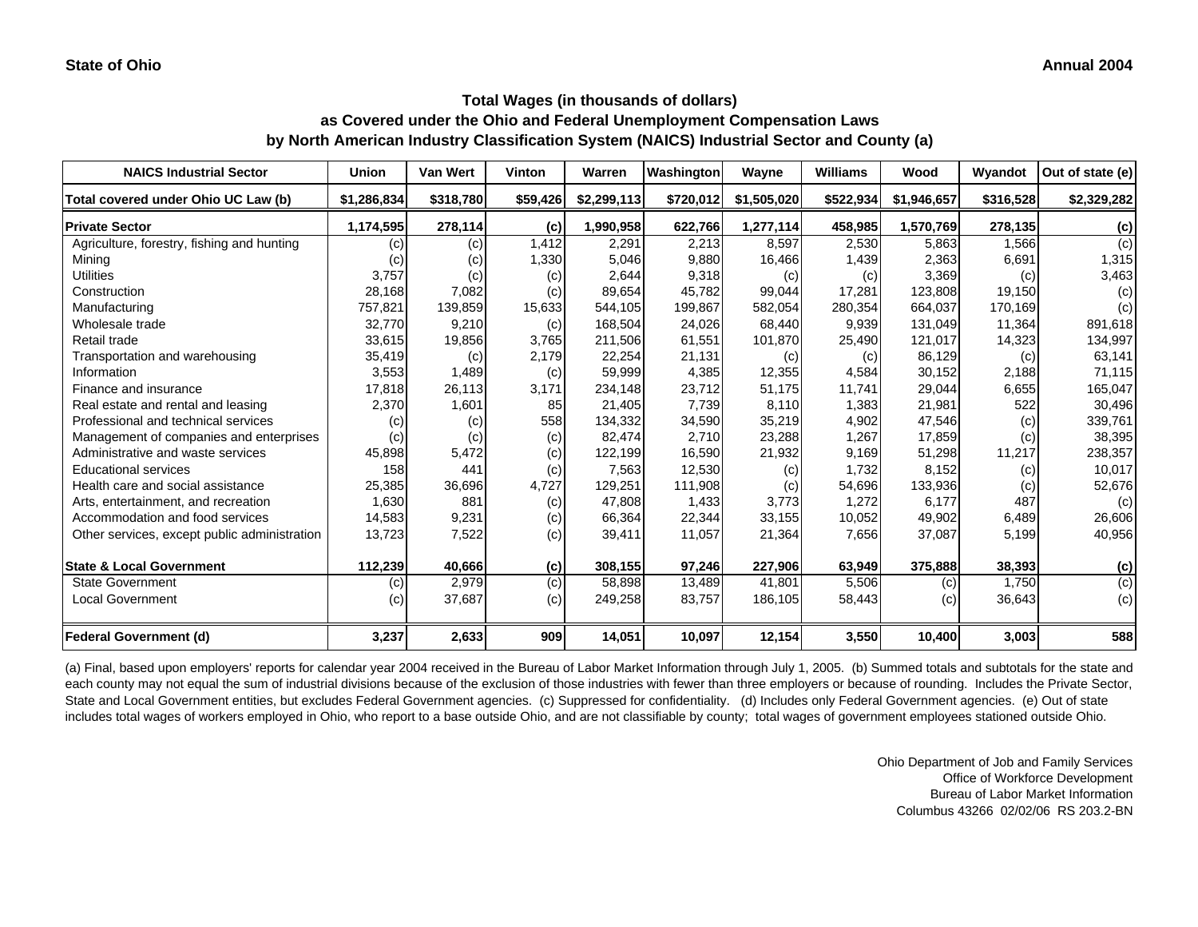State of Ohio

Annual 2004

## Total Wages (in thousands of dollars) as Covered under the Ohio and Federal Unemployment Compensation Laws by North American Industry Classification System (NAICS) Industrial Sector and County (a)

| NAICS Industrial Sector | Union | Van Wert | Vinton | Warren | Washington | Wayne | Williams | Wood | Wyandot | Out of state (e) |
|---|---|---|---|---|---|---|---|---|---|---|
| Total covered under Ohio UC Law (b) | $1,286,834 | $318,780 | $59,426 | $2,299,113 | $720,012 | $1,505,020 | $522,934 | $1,946,657 | $316,528 | $2,329,282 |
| **Private Sector** | **1,174,595** | **278,114** | **(c)** | **1,990,958** | **622,766** | **1,277,114** | **458,985** | **1,570,769** | **278,135** | **(c)** |
| Agriculture, forestry, fishing and hunting | (c) | (c) | 1,412 | 2,291 | 2,213 | 8,597 | 2,530 | 5,863 | 1,566 | (c) |
| Mining | (c) | (c) | 1,330 | 5,046 | 9,880 | 16,466 | 1,439 | 2,363 | 6,691 | 1,315 |
| Utilities | 3,757 | (c) | (c) | 2,644 | 9,318 | (c) | (c) | 3,369 | (c) | 3,463 |
| Construction | 28,168 | 7,082 | (c) | 89,654 | 45,782 | 99,044 | 17,281 | 123,808 | 19,150 | (c) |
| Manufacturing | 757,821 | 139,859 | 15,633 | 544,105 | 199,867 | 582,054 | 280,354 | 664,037 | 170,169 | (c) |
| Wholesale trade | 32,770 | 9,210 | (c) | 168,504 | 24,026 | 68,440 | 9,939 | 131,049 | 11,364 | 891,618 |
| Retail trade | 33,615 | 19,856 | 3,765 | 211,506 | 61,551 | 101,870 | 25,490 | 121,017 | 14,323 | 134,997 |
| Transportation and warehousing | 35,419 | (c) | 2,179 | 22,254 | 21,131 | (c) | (c) | 86,129 | (c) | 63,141 |
| Information | 3,553 | 1,489 | (c) | 59,999 | 4,385 | 12,355 | 4,584 | 30,152 | 2,188 | 71,115 |
| Finance and insurance | 17,818 | 26,113 | 3,171 | 234,148 | 23,712 | 51,175 | 11,741 | 29,044 | 6,655 | 165,047 |
| Real estate and rental and leasing | 2,370 | 1,601 | 85 | 21,405 | 7,739 | 8,110 | 1,383 | 21,981 | 522 | 30,496 |
| Professional and technical services | (c) | (c) | 558 | 134,332 | 34,590 | 35,219 | 4,902 | 47,546 | (c) | 339,761 |
| Management of companies and enterprises | (c) | (c) | (c) | 82,474 | 2,710 | 23,288 | 1,267 | 17,859 | (c) | 38,395 |
| Administrative and waste services | 45,898 | 5,472 | (c) | 122,199 | 16,590 | 21,932 | 9,169 | 51,298 | 11,217 | 238,357 |
| Educational services | 158 | 441 | (c) | 7,563 | 12,530 | (c) | 1,732 | 8,152 | (c) | 10,017 |
| Health care and social assistance | 25,385 | 36,696 | 4,727 | 129,251 | 111,908 | (c) | 54,696 | 133,936 | (c) | 52,676 |
| Arts, entertainment, and recreation | 1,630 | 881 | (c) | 47,808 | 1,433 | 3,773 | 1,272 | 6,177 | 487 | (c) |
| Accommodation and food services | 14,583 | 9,231 | (c) | 66,364 | 22,344 | 33,155 | 10,052 | 49,902 | 6,489 | 26,606 |
| Other services, except public administration | 13,723 | 7,522 | (c) | 39,411 | 11,057 | 21,364 | 7,656 | 37,087 | 5,199 | 40,956 |
| **State & Local Government** | **112,239** | **40,666** | **(c)** | **308,155** | **97,246** | **227,906** | **63,949** | **375,888** | **38,393** | **(c)** |
| State Government | (c) | 2,979 | (c) | 58,898 | 13,489 | 41,801 | 5,506 | (c) | 1,750 | (c) |
| Local Government | (c) | 37,687 | (c) | 249,258 | 83,757 | 186,105 | 58,443 | (c) | 36,643 | (c) |
| **Federal Government (d)** | **3,237** | **2,633** | **909** | **14,051** | **10,097** | **12,154** | **3,550** | **10,400** | **3,003** | **588** |

(a) Final, based upon employers' reports for calendar year 2004 received in the Bureau of Labor Market Information through July 1, 2005. (b) Summed totals and subtotals for the state and each county may not equal the sum of industrial divisions because of the exclusion of those industries with fewer than three employers or because of rounding. Includes the Private Sector, State and Local Government entities, but excludes Federal Government agencies. (c) Suppressed for confidentiality. (d) Includes only Federal Government agencies. (e) Out of state includes total wages of workers employed in Ohio, who report to a base outside Ohio, and are not classifiable by county; total wages of government employees stationed outside Ohio.

Ohio Department of Job and Family Services
Office of Workforce Development
Bureau of Labor Market Information
Columbus 43266 02/02/06 RS 203.2-BN